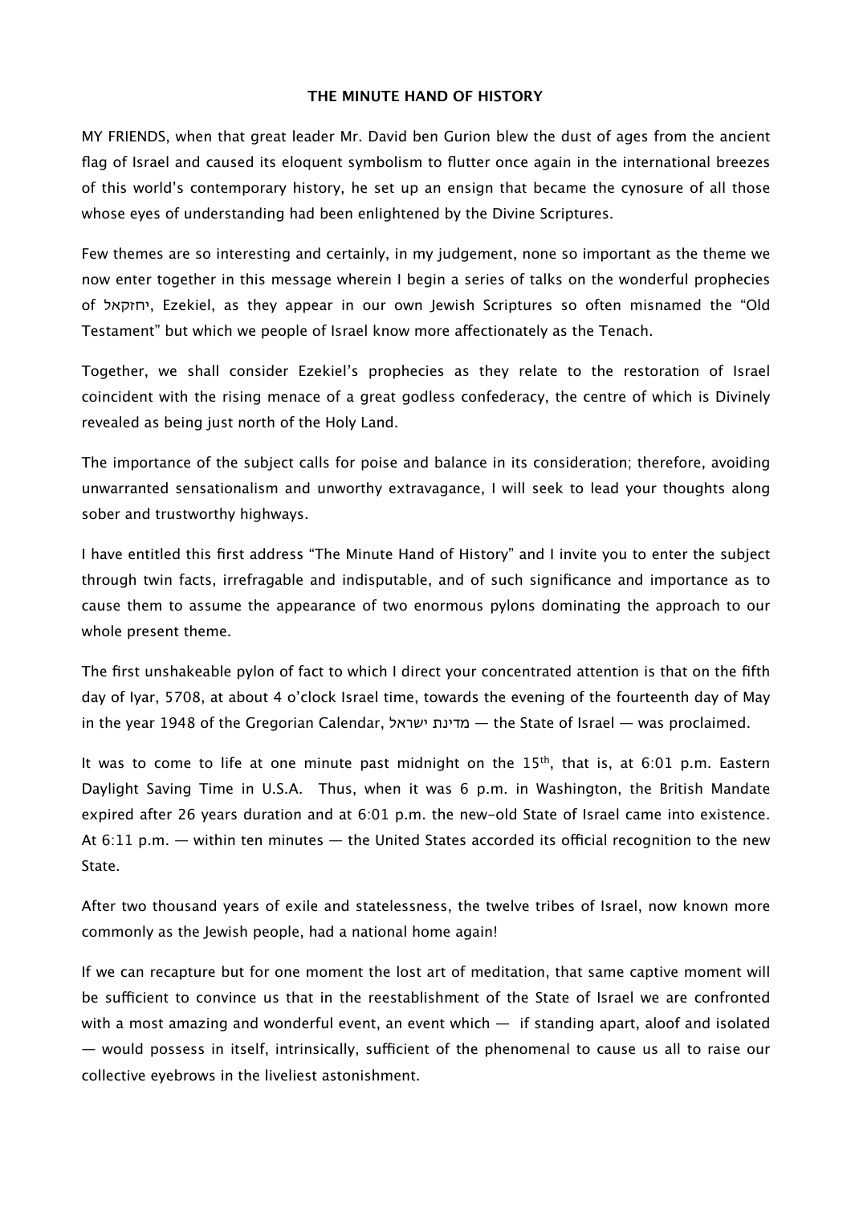# THE MINUTE HAND OF HISTORY

MY FRIENDS, when that great leader Mr. David ben Gurion blew the dust of ages from the ancient flag of Israel and caused its eloquent symbolism to flutter once again in the international breezes of this world's contemporary history, he set up an ensign that became the cynosure of all those whose eyes of understanding had been enlightened by the Divine Scriptures.

Few themes are so interesting and certainly, in my judgement, none so important as the theme we now enter together in this message wherein I begin a series of talks on the wonderful prophecies of יחזקאל, Ezekiel, as they appear in our own Jewish Scriptures so often misnamed the "Old Testament" but which we people of Israel know more affectionately as the Tenach.

Together, we shall consider Ezekiel's prophecies as they relate to the restoration of Israel coincident with the rising menace of a great godless confederacy, the centre of which is Divinely revealed as being just north of the Holy Land.

The importance of the subject calls for poise and balance in its consideration; therefore, avoiding unwarranted sensationalism and unworthy extravagance, I will seek to lead your thoughts along sober and trustworthy highways.

I have entitled this first address "The Minute Hand of History" and I invite you to enter the subject through twin facts, irrefragable and indisputable, and of such significance and importance as to cause them to assume the appearance of two enormous pylons dominating the approach to our whole present theme.

The first unshakeable pylon of fact to which I direct your concentrated attention is that on the fifth day of Iyar, 5708, at about 4 o'clock Israel time, towards the evening of the fourteenth day of May in the year 1948 of the Gregorian Calendar, מדינת ישראל — the State of Israel — was proclaimed.

It was to come to life at one minute past midnight on the 15th, that is, at 6:01 p.m. Eastern Daylight Saving Time in U.S.A. Thus, when it was 6 p.m. in Washington, the British Mandate expired after 26 years duration and at 6:01 p.m. the new-old State of Israel came into existence. At 6:11 p.m. — within ten minutes — the United States accorded its official recognition to the new State.

After two thousand years of exile and statelessness, the twelve tribes of Israel, now known more commonly as the Jewish people, had a national home again!

If we can recapture but for one moment the lost art of meditation, that same captive moment will be sufficient to convince us that in the reestablishment of the State of Israel we are confronted with a most amazing and wonderful event, an event which — if standing apart, aloof and isolated — would possess in itself, intrinsically, sufficient of the phenomenal to cause us all to raise our collective eyebrows in the liveliest astonishment.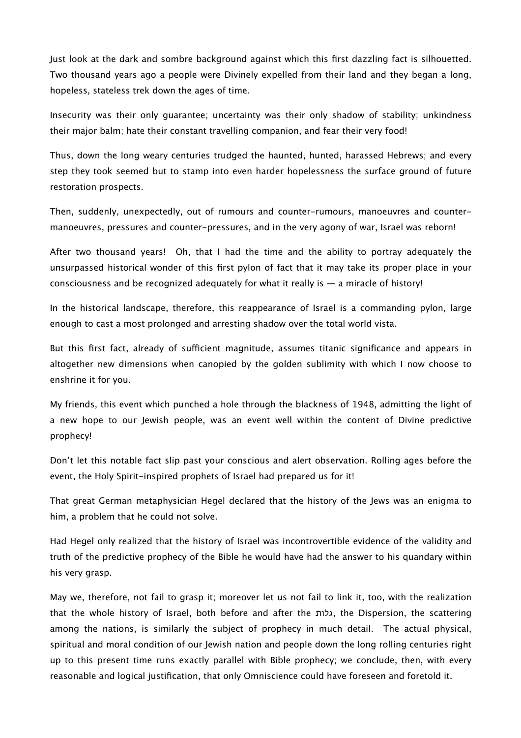Just look at the dark and sombre background against which this first dazzling fact is silhouetted. Two thousand years ago a people were Divinely expelled from their land and they began a long, hopeless, stateless trek down the ages of time.

Insecurity was their only guarantee; uncertainty was their only shadow of stability; unkindness their major balm; hate their constant travelling companion, and fear their very food!

Thus, down the long weary centuries trudged the haunted, hunted, harassed Hebrews; and every step they took seemed but to stamp into even harder hopelessness the surface ground of future restoration prospects.

Then, suddenly, unexpectedly, out of rumours and counter-rumours, manoeuvres and counter-manoeuvres, pressures and counter-pressures, and in the very agony of war, Israel was reborn!

After two thousand years! Oh, that I had the time and the ability to portray adequately the unsurpassed historical wonder of this first pylon of fact that it may take its proper place in your consciousness and be recognized adequately for what it really is — a miracle of history!

In the historical landscape, therefore, this reappearance of Israel is a commanding pylon, large enough to cast a most prolonged and arresting shadow over the total world vista.

But this first fact, already of sufficient magnitude, assumes titanic significance and appears in altogether new dimensions when canopied by the golden sublimity with which I now choose to enshrine it for you.

My friends, this event which punched a hole through the blackness of 1948, admitting the light of a new hope to our Jewish people, was an event well within the content of Divine predictive prophecy!

Don't let this notable fact slip past your conscious and alert observation. Rolling ages before the event, the Holy Spirit-inspired prophets of Israel had prepared us for it!

That great German metaphysician Hegel declared that the history of the Jews was an enigma to him, a problem that he could not solve.

Had Hegel only realized that the history of Israel was incontrovertible evidence of the validity and truth of the predictive prophecy of the Bible he would have had the answer to his quandary within his very grasp.

May we, therefore, not fail to grasp it; moreover let us not fail to link it, too, with the realization that the whole history of Israel, both before and after the גלות, the Dispersion, the scattering among the nations, is similarly the subject of prophecy in much detail. The actual physical, spiritual and moral condition of our Jewish nation and people down the long rolling centuries right up to this present time runs exactly parallel with Bible prophecy; we conclude, then, with every reasonable and logical justification, that only Omniscience could have foreseen and foretold it.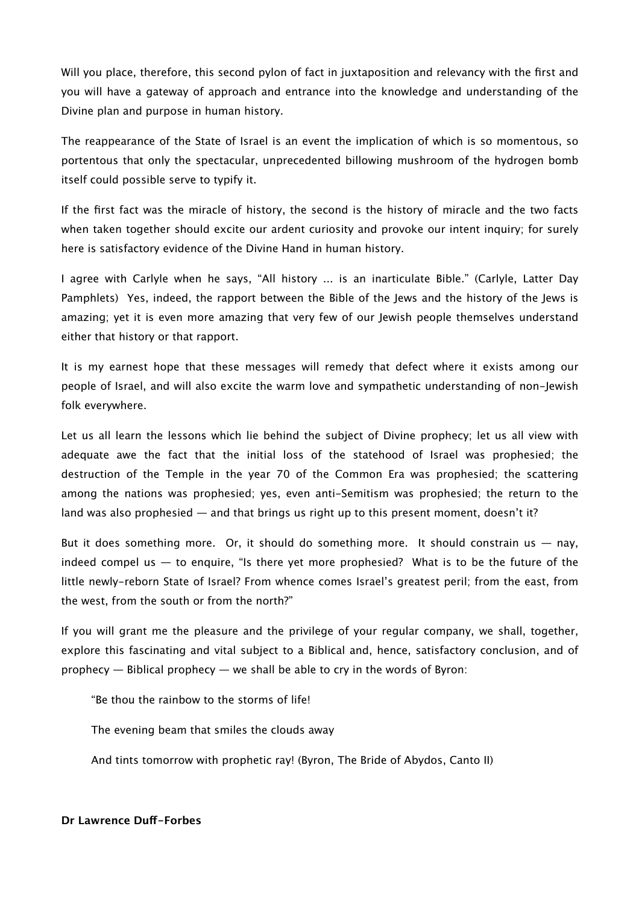Will you place, therefore, this second pylon of fact in juxtaposition and relevancy with the first and you will have a gateway of approach and entrance into the knowledge and understanding of the Divine plan and purpose in human history.

The reappearance of the State of Israel is an event the implication of which is so momentous, so portentous that only the spectacular, unprecedented billowing mushroom of the hydrogen bomb itself could possible serve to typify it.

If the first fact was the miracle of history, the second is the history of miracle and the two facts when taken together should excite our ardent curiosity and provoke our intent inquiry; for surely here is satisfactory evidence of the Divine Hand in human history.

I agree with Carlyle when he says, "All history ... is an inarticulate Bible." (Carlyle, Latter Day Pamphlets) Yes, indeed, the rapport between the Bible of the Jews and the history of the Jews is amazing; yet it is even more amazing that very few of our Jewish people themselves understand either that history or that rapport.

It is my earnest hope that these messages will remedy that defect where it exists among our people of Israel, and will also excite the warm love and sympathetic understanding of non-Jewish folk everywhere.

Let us all learn the lessons which lie behind the subject of Divine prophecy; let us all view with adequate awe the fact that the initial loss of the statehood of Israel was prophesied; the destruction of the Temple in the year 70 of the Common Era was prophesied; the scattering among the nations was prophesied; yes, even anti-Semitism was prophesied; the return to the land was also prophesied — and that brings us right up to this present moment, doesn't it?

But it does something more. Or, it should do something more. It should constrain us — nay, indeed compel us — to enquire, "Is there yet more prophesied? What is to be the future of the little newly-reborn State of Israel? From whence comes Israel's greatest peril; from the east, from the west, from the south or from the north?"

If you will grant me the pleasure and the privilege of your regular company, we shall, together, explore this fascinating and vital subject to a Biblical and, hence, satisfactory conclusion, and of prophecy — Biblical prophecy — we shall be able to cry in the words of Byron:

> "Be thou the rainbow to the storms of life!
>
> The evening beam that smiles the clouds away
>
> And tints tomorrow with prophetic ray! (Byron, The Bride of Abydos, Canto II)

**Dr Lawrence Duff-Forbes**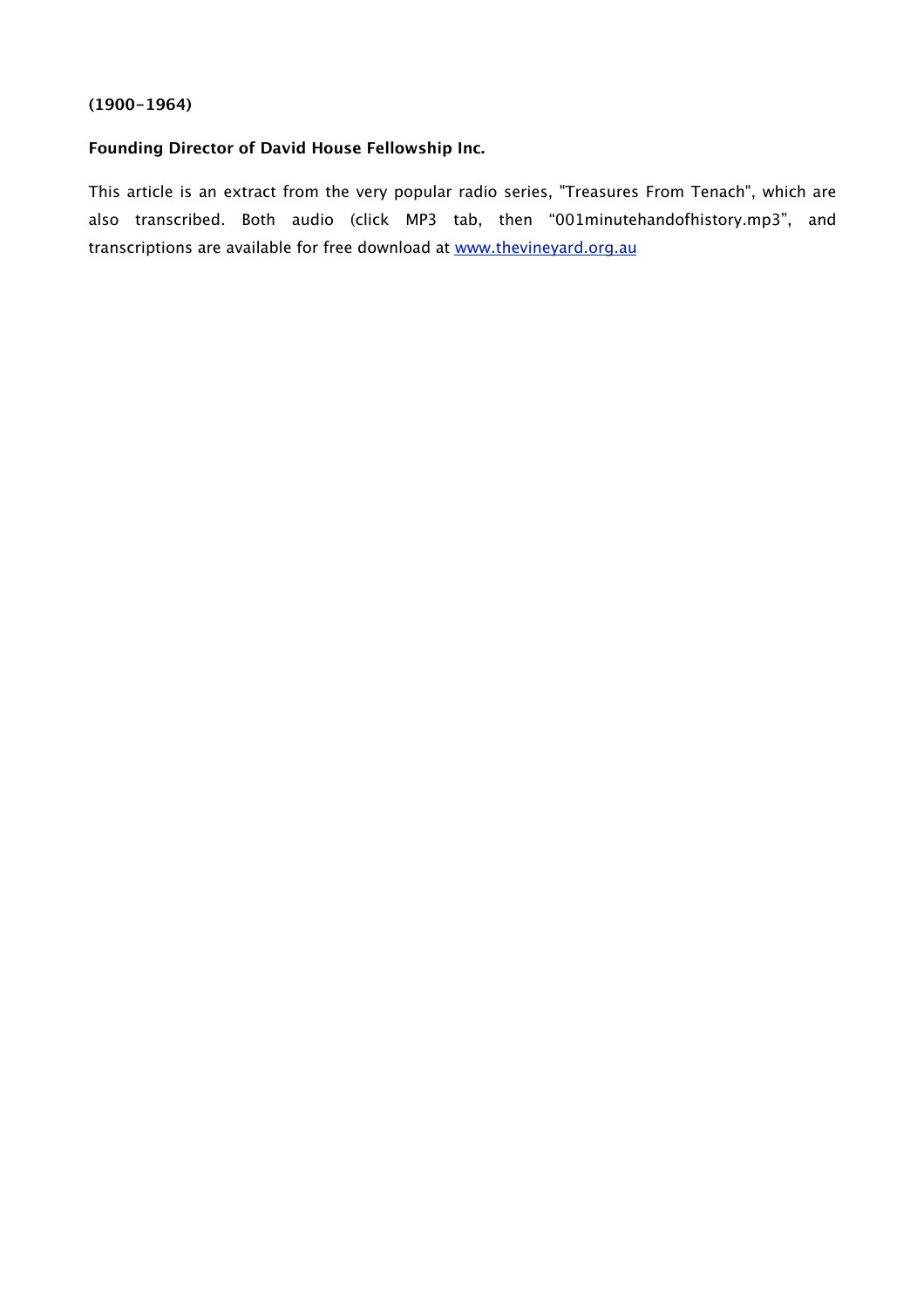**(1900–1964)**

**Founding Director of David House Fellowship Inc.**

This article is an extract from the very popular radio series, "Treasures From Tenach", which are also transcribed. Both audio (click MP3 tab, then "001minutehandofhistory.mp3", and transcriptions are available for free download at [www.thevineyard.org.au](http://www.thevineyard.org.au)